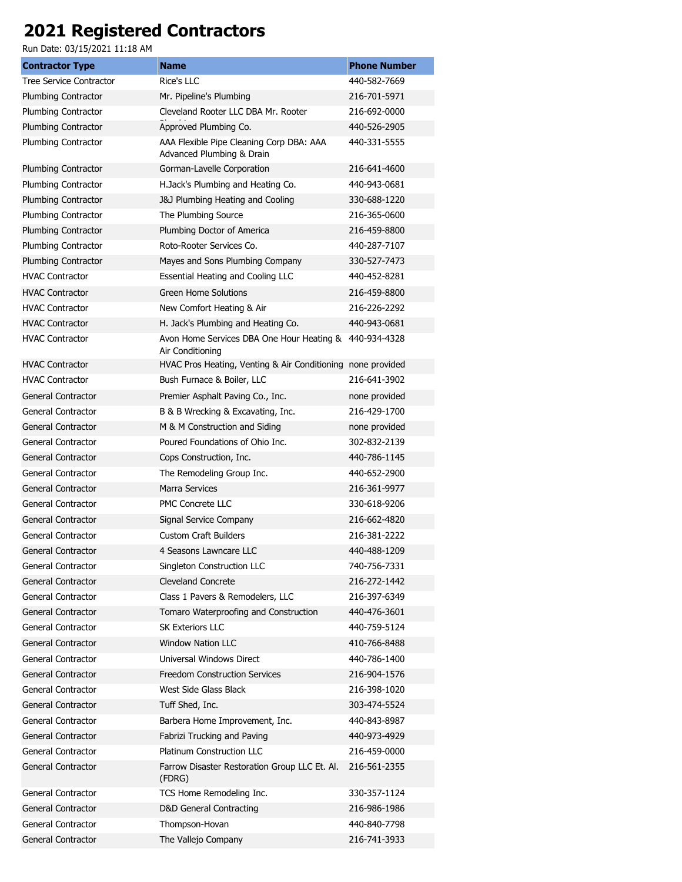# 2021 Registered Contractors

Run Date: 03/15/2021 11:18 AM

| Contractor Type | Name | Phone Number |
|---|---|---|
| Tree Service Contractor | Rice's LLC | 440-582-7669 |
| Plumbing Contractor | Mr. Pipeline's Plumbing | 216-701-5971 |
| Plumbing Contractor | Cleveland Rooter LLC DBA Mr. Rooter Plumbing | 216-692-0000 |
| Plumbing Contractor | Approved Plumbing Co. | 440-526-2905 |
| Plumbing Contractor | AAA Flexible Pipe Cleaning Corp DBA: AAA Advanced Plumbing & Drain | 440-331-5555 |
| Plumbing Contractor | Gorman-Lavelle Corporation | 216-641-4600 |
| Plumbing Contractor | H.Jack's Plumbing and Heating Co. | 440-943-0681 |
| Plumbing Contractor | J&J Plumbing Heating and Cooling | 330-688-1220 |
| Plumbing Contractor | The Plumbing Source | 216-365-0600 |
| Plumbing Contractor | Plumbing Doctor of America | 216-459-8800 |
| Plumbing Contractor | Roto-Rooter Services Co. | 440-287-7107 |
| Plumbing Contractor | Mayes and Sons Plumbing Company | 330-527-7473 |
| HVAC Contractor | Essential Heating and Cooling LLC | 440-452-8281 |
| HVAC Contractor | Green Home Solutions | 216-459-8800 |
| HVAC Contractor | New Comfort Heating & Air | 216-226-2292 |
| HVAC Contractor | H. Jack's Plumbing and Heating Co. | 440-943-0681 |
| HVAC Contractor | Avon Home Services DBA One Hour Heating & Air Conditioning | 440-934-4328 |
| HVAC Contractor | HVAC Pros Heating, Venting & Air Conditioning | none provided |
| HVAC Contractor | Bush Furnace & Boiler, LLC | 216-641-3902 |
| General Contractor | Premier Asphalt Paving Co., Inc. | none provided |
| General Contractor | B & B Wrecking & Excavating, Inc. | 216-429-1700 |
| General Contractor | M & M Construction and Siding | none provided |
| General Contractor | Poured Foundations of Ohio Inc. | 302-832-2139 |
| General Contractor | Cops Construction, Inc. | 440-786-1145 |
| General Contractor | The Remodeling Group Inc. | 440-652-2900 |
| General Contractor | Marra Services | 216-361-9977 |
| General Contractor | PMC Concrete LLC | 330-618-9206 |
| General Contractor | Signal Service Company | 216-662-4820 |
| General Contractor | Custom Craft Builders | 216-381-2222 |
| General Contractor | 4 Seasons Lawncare LLC | 440-488-1209 |
| General Contractor | Singleton Construction LLC | 740-756-7331 |
| General Contractor | Cleveland Concrete | 216-272-1442 |
| General Contractor | Class 1 Pavers & Remodelers, LLC | 216-397-6349 |
| General Contractor | Tomaro Waterproofing and Construction | 440-476-3601 |
| General Contractor | SK Exteriors LLC | 440-759-5124 |
| General Contractor | Window Nation LLC | 410-766-8488 |
| General Contractor | Universal Windows Direct | 440-786-1400 |
| General Contractor | Freedom Construction Services | 216-904-1576 |
| General Contractor | West Side Glass Black | 216-398-1020 |
| General Contractor | Tuff Shed, Inc. | 303-474-5524 |
| General Contractor | Barbera Home Improvement, Inc. | 440-843-8987 |
| General Contractor | Fabrizi Trucking and Paving | 440-973-4929 |
| General Contractor | Platinum Construction LLC | 216-459-0000 |
| General Contractor | Farrow Disaster Restoration Group LLC Et. Al. (FDRG) | 216-561-2355 |
| General Contractor | TCS Home Remodeling Inc. | 330-357-1124 |
| General Contractor | D&D General Contracting | 216-986-1986 |
| General Contractor | Thompson-Hovan | 440-840-7798 |
| General Contractor | The Vallejo Company | 216-741-3933 |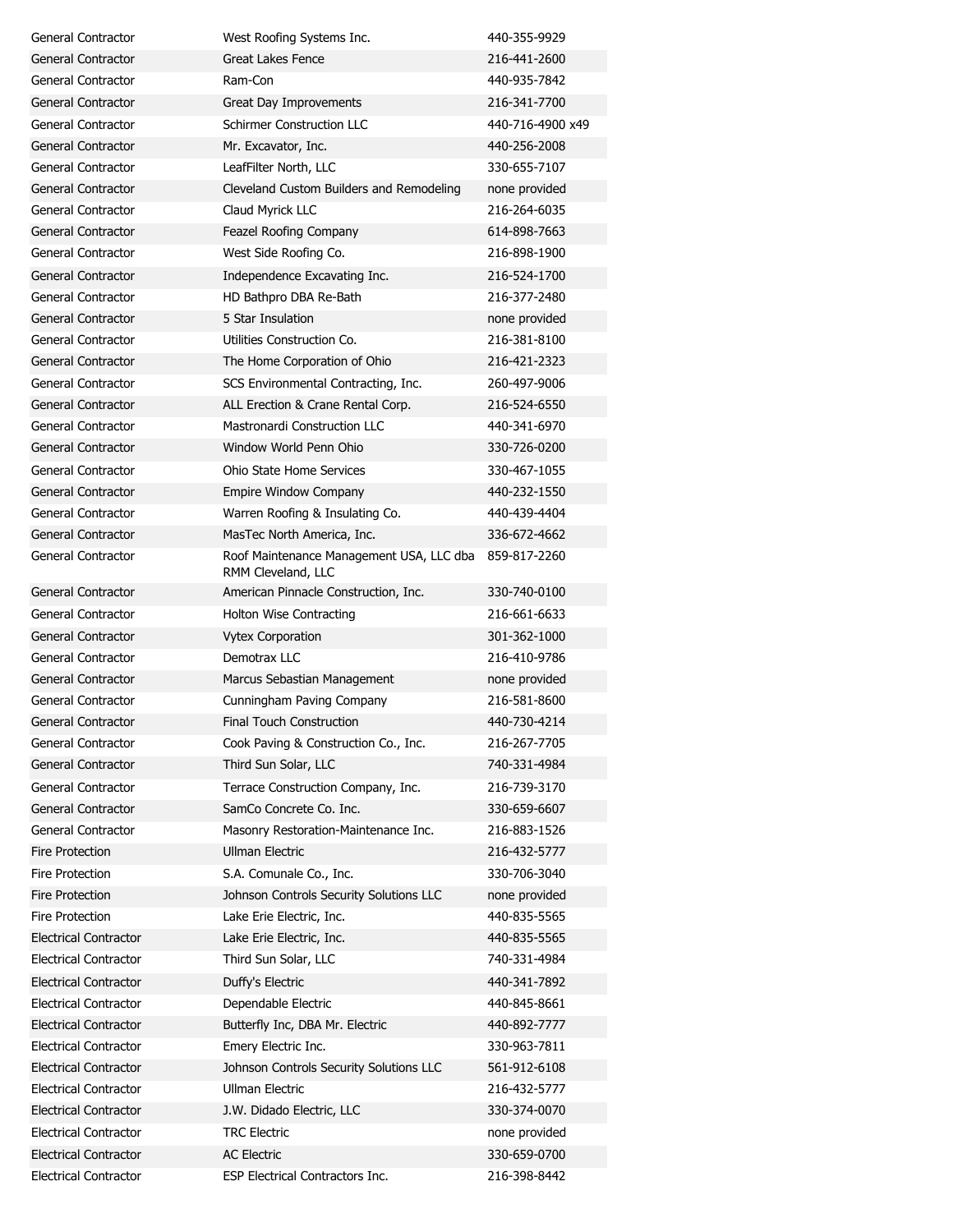| General Contractor | West Roofing Systems Inc. | 440-355-9929 |
|---|---|---|
| General Contractor | Great Lakes Fence | 216-441-2600 |
| General Contractor | Ram-Con | 440-935-7842 |
| General Contractor | Great Day Improvements | 216-341-7700 |
| General Contractor | Schirmer Construction LLC | 440-716-4900 x49 |
| General Contractor | Mr. Excavator, Inc. | 440-256-2008 |
| General Contractor | LeafFilter North, LLC | 330-655-7107 |
| General Contractor | Cleveland Custom Builders and Remodeling | none provided |
| General Contractor | Claud Myrick LLC | 216-264-6035 |
| General Contractor | Feazel Roofing Company | 614-898-7663 |
| General Contractor | West Side Roofing Co. | 216-898-1900 |
| General Contractor | Independence Excavating Inc. | 216-524-1700 |
| General Contractor | HD Bathpro DBA Re-Bath | 216-377-2480 |
| General Contractor | 5 Star Insulation | none provided |
| General Contractor | Utilities Construction Co. | 216-381-8100 |
| General Contractor | The Home Corporation of Ohio | 216-421-2323 |
| General Contractor | SCS Environmental Contracting, Inc. | 260-497-9006 |
| General Contractor | ALL Erection & Crane Rental Corp. | 216-524-6550 |
| General Contractor | Mastronardi Construction LLC | 440-341-6970 |
| General Contractor | Window World Penn Ohio | 330-726-0200 |
| General Contractor | Ohio State Home Services | 330-467-1055 |
| General Contractor | Empire Window Company | 440-232-1550 |
| General Contractor | Warren Roofing & Insulating Co. | 440-439-4404 |
| General Contractor | MasTec North America, Inc. | 336-672-4662 |
| General Contractor | Roof Maintenance Management USA, LLC dba RMM Cleveland, LLC | 859-817-2260 |
| General Contractor | American Pinnacle Construction, Inc. | 330-740-0100 |
| General Contractor | Holton Wise Contracting | 216-661-6633 |
| General Contractor | Vytex Corporation | 301-362-1000 |
| General Contractor | Demotrax LLC | 216-410-9786 |
| General Contractor | Marcus Sebastian Management | none provided |
| General Contractor | Cunningham Paving Company | 216-581-8600 |
| General Contractor | Final Touch Construction | 440-730-4214 |
| General Contractor | Cook Paving & Construction Co., Inc. | 216-267-7705 |
| General Contractor | Third Sun Solar, LLC | 740-331-4984 |
| General Contractor | Terrace Construction Company, Inc. | 216-739-3170 |
| General Contractor | SamCo Concrete Co. Inc. | 330-659-6607 |
| General Contractor | Masonry Restoration-Maintenance Inc. | 216-883-1526 |
| Fire Protection | Ullman Electric | 216-432-5777 |
| Fire Protection | S.A. Comunale Co., Inc. | 330-706-3040 |
| Fire Protection | Johnson Controls Security Solutions LLC | none provided |
| Fire Protection | Lake Erie Electric, Inc. | 440-835-5565 |
| Electrical Contractor | Lake Erie Electric, Inc. | 440-835-5565 |
| Electrical Contractor | Third Sun Solar, LLC | 740-331-4984 |
| Electrical Contractor | Duffy's Electric | 440-341-7892 |
| Electrical Contractor | Dependable Electric | 440-845-8661 |
| Electrical Contractor | Butterfly Inc, DBA Mr. Electric | 440-892-7777 |
| Electrical Contractor | Emery Electric Inc. | 330-963-7811 |
| Electrical Contractor | Johnson Controls Security Solutions LLC | 561-912-6108 |
| Electrical Contractor | Ullman Electric | 216-432-5777 |
| Electrical Contractor | J.W. Didado Electric, LLC | 330-374-0070 |
| Electrical Contractor | TRC Electric | none provided |
| Electrical Contractor | AC Electric | 330-659-0700 |
| Electrical Contractor | ESP Electrical Contractors Inc. | 216-398-8442 |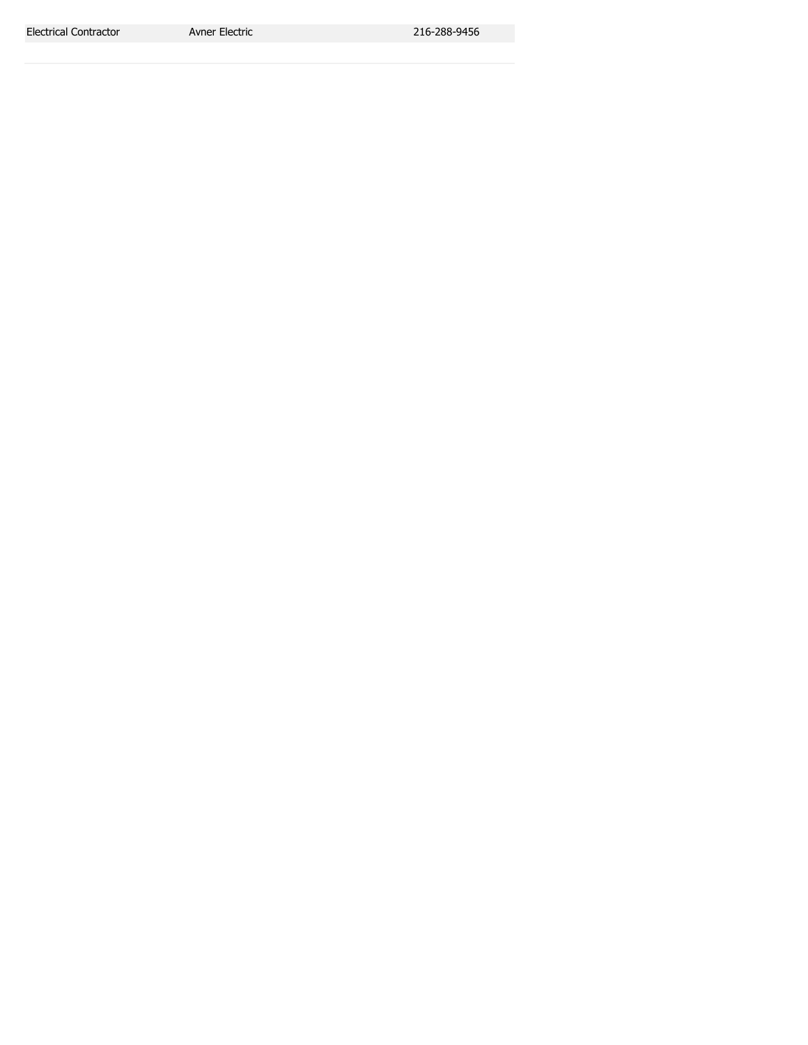| | | |
|---|---|---|
| Electrical Contractor | Avner Electric | 216-288-9456 |